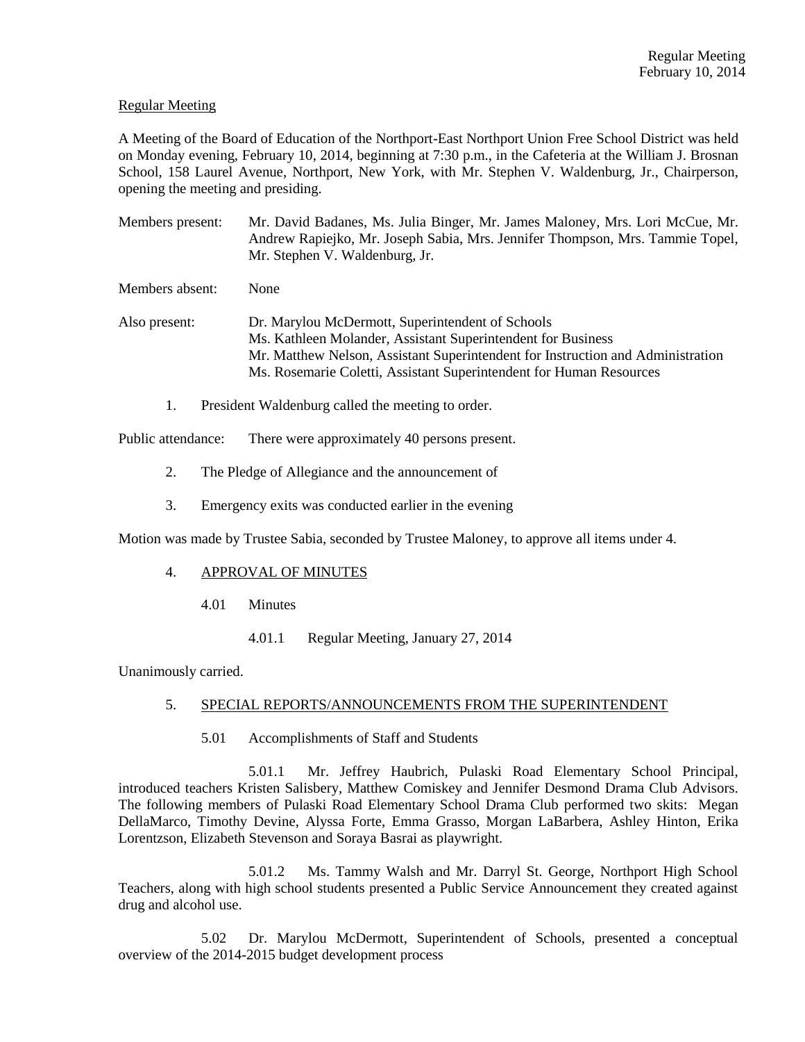Regular Meeting

A Meeting of the Board of Education of the Northport-East Northport Union Free School District was held on Monday evening, February 10, 2014, beginning at 7:30 p.m., in the Cafeteria at the William J. Brosnan School, 158 Laurel Avenue, Northport, New York, with Mr. Stephen V. Waldenburg, Jr., Chairperson, opening the meeting and presiding.

Members present: Mr. David Badanes, Ms. Julia Binger, Mr. James Maloney, Mrs. Lori McCue, Mr. Andrew Rapiejko, Mr. Joseph Sabia, Mrs. Jennifer Thompson, Mrs. Tammie Topel, Mr. Stephen V. Waldenburg, Jr.

Members absent: None

Also present: Dr. Marylou McDermott, Superintendent of Schools
Ms. Kathleen Molander, Assistant Superintendent for Business
Mr. Matthew Nelson, Assistant Superintendent for Instruction and Administration
Ms. Rosemarie Coletti, Assistant Superintendent for Human Resources

1. President Waldenburg called the meeting to order.

Public attendance: There were approximately 40 persons present.

2. The Pledge of Allegiance and the announcement of

3. Emergency exits was conducted earlier in the evening

Motion was made by Trustee Sabia, seconded by Trustee Maloney, to approve all items under 4.

4. APPROVAL OF MINUTES

4.01 Minutes

4.01.1 Regular Meeting, January 27, 2014

Unanimously carried.

5. SPECIAL REPORTS/ANNOUNCEMENTS FROM THE SUPERINTENDENT

5.01 Accomplishments of Staff and Students

5.01.1 Mr. Jeffrey Haubrich, Pulaski Road Elementary School Principal, introduced teachers Kristen Salisbery, Matthew Comiskey and Jennifer Desmond Drama Club Advisors. The following members of Pulaski Road Elementary School Drama Club performed two skits: Megan DellaMarco, Timothy Devine, Alyssa Forte, Emma Grasso, Morgan LaBarbera, Ashley Hinton, Erika Lorentzson, Elizabeth Stevenson and Soraya Basrai as playwright.

5.01.2 Ms. Tammy Walsh and Mr. Darryl St. George, Northport High School Teachers, along with high school students presented a Public Service Announcement they created against drug and alcohol use.

5.02 Dr. Marylou McDermott, Superintendent of Schools, presented a conceptual overview of the 2014-2015 budget development process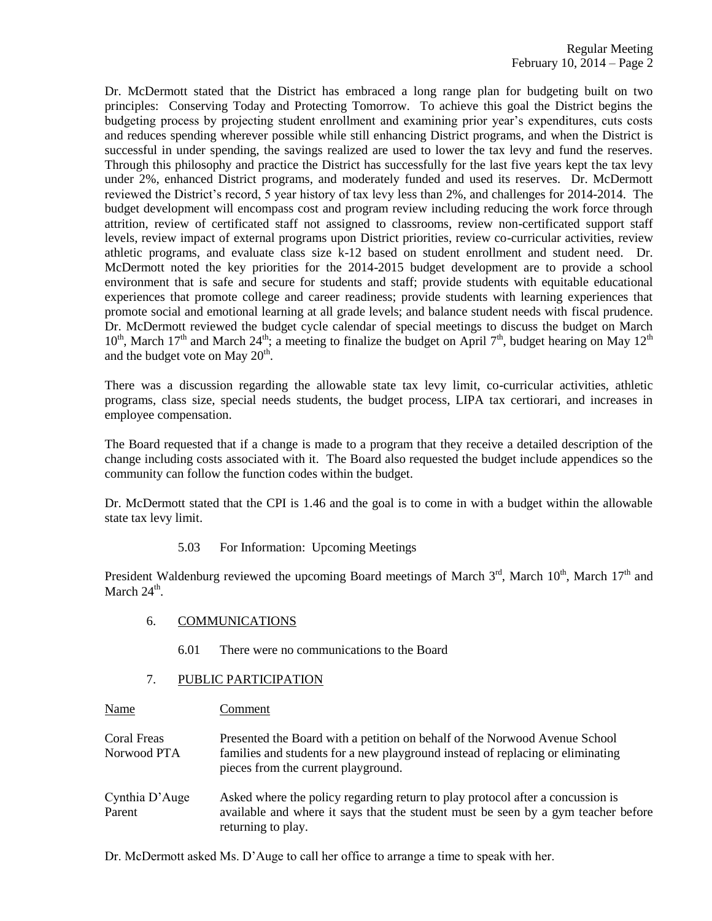Dr. McDermott stated that the District has embraced a long range plan for budgeting built on two principles: Conserving Today and Protecting Tomorrow. To achieve this goal the District begins the budgeting process by projecting student enrollment and examining prior year's expenditures, cuts costs and reduces spending wherever possible while still enhancing District programs, and when the District is successful in under spending, the savings realized are used to lower the tax levy and fund the reserves. Through this philosophy and practice the District has successfully for the last five years kept the tax levy under 2%, enhanced District programs, and moderately funded and used its reserves. Dr. McDermott reviewed the District's record, 5 year history of tax levy less than 2%, and challenges for 2014-2014. The budget development will encompass cost and program review including reducing the work force through attrition, review of certificated staff not assigned to classrooms, review non-certificated support staff levels, review impact of external programs upon District priorities, review co-curricular activities, review athletic programs, and evaluate class size k-12 based on student enrollment and student need. Dr. McDermott noted the key priorities for the 2014-2015 budget development are to provide a school environment that is safe and secure for students and staff; provide students with equitable educational experiences that promote college and career readiness; provide students with learning experiences that promote social and emotional learning at all grade levels; and balance student needs with fiscal prudence. Dr. McDermott reviewed the budget cycle calendar of special meetings to discuss the budget on March 10th, March 17th and March 24th; a meeting to finalize the budget on April 7th, budget hearing on May 12th and the budget vote on May 20th.

There was a discussion regarding the allowable state tax levy limit, co-curricular activities, athletic programs, class size, special needs students, the budget process, LIPA tax certiorari, and increases in employee compensation.

The Board requested that if a change is made to a program that they receive a detailed description of the change including costs associated with it. The Board also requested the budget include appendices so the community can follow the function codes within the budget.

Dr. McDermott stated that the CPI is 1.46 and the goal is to come in with a budget within the allowable state tax levy limit.

5.03 For Information: Upcoming Meetings

President Waldenburg reviewed the upcoming Board meetings of March 3rd, March 10th, March 17th and March 24th.

6. COMMUNICATIONS

6.01 There were no communications to the Board

7. PUBLIC PARTICIPATION

| Name | Comment |
|---|---|
| Coral Freas<br>Norwood PTA | Presented the Board with a petition on behalf of the Norwood Avenue School families and students for a new playground instead of replacing or eliminating pieces from the current playground. |
| Cynthia D'Auge<br>Parent | Asked where the policy regarding return to play protocol after a concussion is available and where it says that the student must be seen by a gym teacher before returning to play. |

Dr. McDermott asked Ms. D'Auge to call her office to arrange a time to speak with her.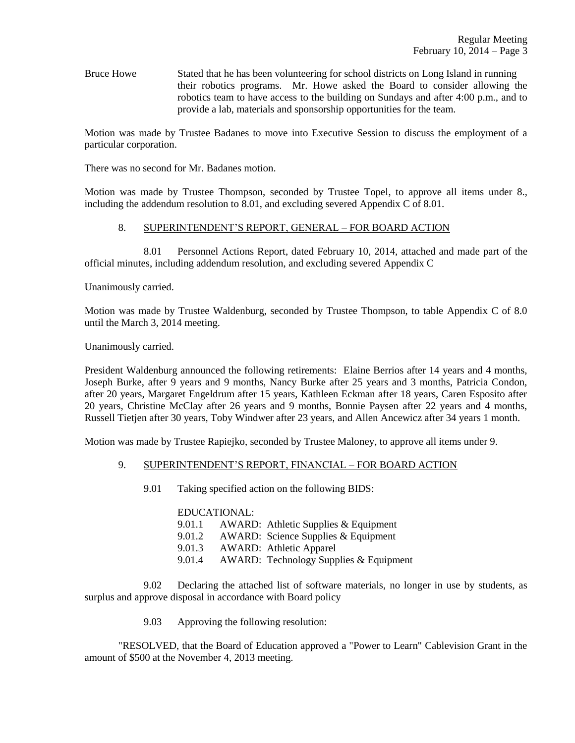Bruce Howe — Stated that he has been volunteering for school districts on Long Island in running their robotics programs. Mr. Howe asked the Board to consider allowing the robotics team to have access to the building on Sundays and after 4:00 p.m., and to provide a lab, materials and sponsorship opportunities for the team.

Motion was made by Trustee Badanes to move into Executive Session to discuss the employment of a particular corporation.

There was no second for Mr. Badanes motion.

Motion was made by Trustee Thompson, seconded by Trustee Topel, to approve all items under 8., including the addendum resolution to 8.01, and excluding severed Appendix C of 8.01.

## 8. SUPERINTENDENT'S REPORT, GENERAL – FOR BOARD ACTION

8.01 Personnel Actions Report, dated February 10, 2014, attached and made part of the official minutes, including addendum resolution, and excluding severed Appendix C

Unanimously carried.

Motion was made by Trustee Waldenburg, seconded by Trustee Thompson, to table Appendix C of 8.0 until the March 3, 2014 meeting.

Unanimously carried.

President Waldenburg announced the following retirements: Elaine Berrios after 14 years and 4 months, Joseph Burke, after 9 years and 9 months, Nancy Burke after 25 years and 3 months, Patricia Condon, after 20 years, Margaret Engeldrum after 15 years, Kathleen Eckman after 18 years, Caren Esposito after 20 years, Christine McClay after 26 years and 9 months, Bonnie Paysen after 22 years and 4 months, Russell Tietjen after 30 years, Toby Windwer after 23 years, and Allen Ancewicz after 34 years 1 month.

Motion was made by Trustee Rapiejko, seconded by Trustee Maloney, to approve all items under 9.

## 9. SUPERINTENDENT'S REPORT, FINANCIAL – FOR BOARD ACTION

9.01 Taking specified action on the following BIDS:

EDUCATIONAL:

- 9.01.1 AWARD: Athletic Supplies & Equipment
- 9.01.2 AWARD: Science Supplies & Equipment
- 9.01.3 AWARD: Athletic Apparel
- 9.01.4 AWARD: Technology Supplies & Equipment

9.02 Declaring the attached list of software materials, no longer in use by students, as surplus and approve disposal in accordance with Board policy

9.03 Approving the following resolution:

"RESOLVED, that the Board of Education approved a "Power to Learn" Cablevision Grant in the amount of $500 at the November 4, 2013 meeting.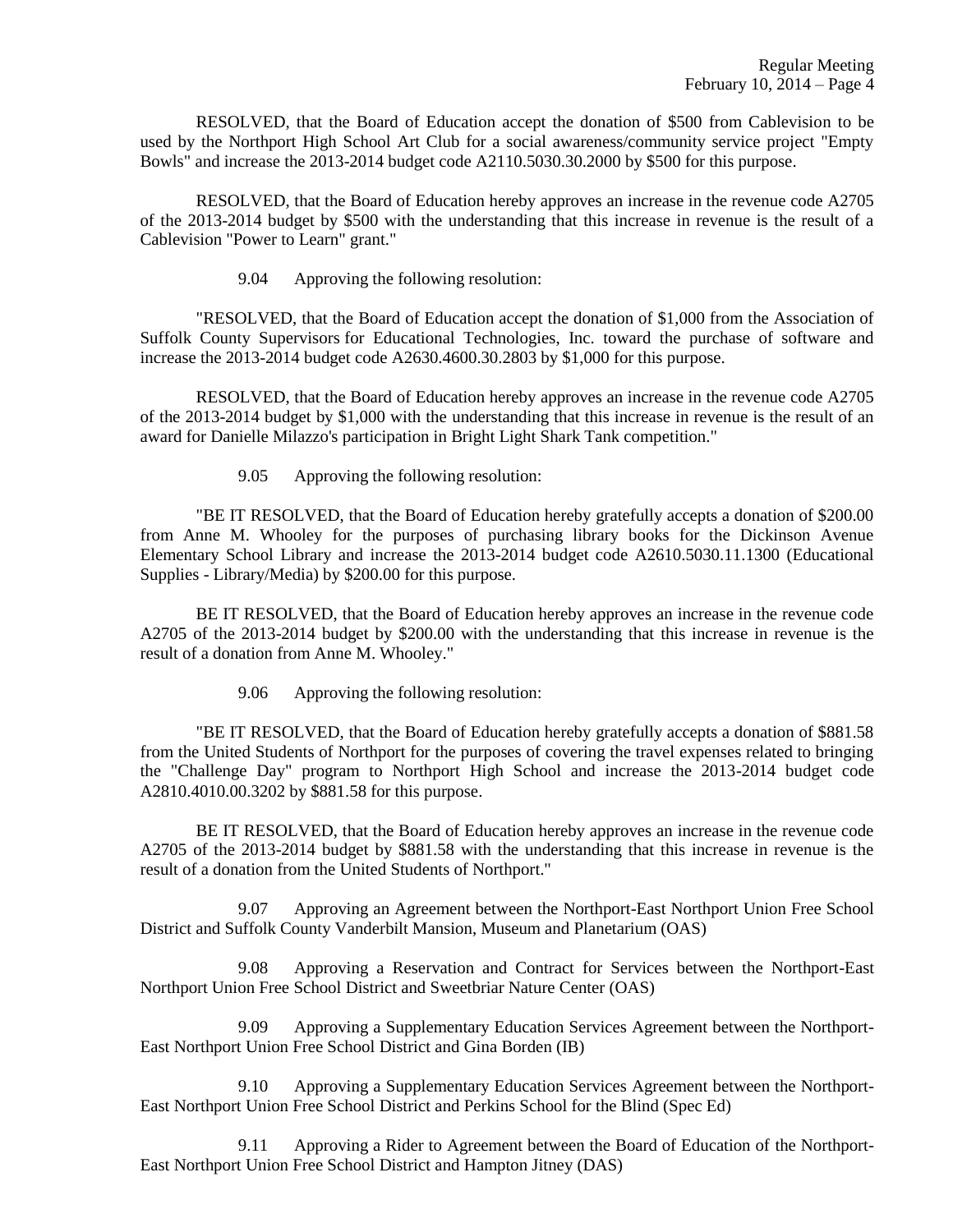RESOLVED, that the Board of Education accept the donation of $500 from Cablevision to be used by the Northport High School Art Club for a social awareness/community service project "Empty Bowls" and increase the 2013-2014 budget code A2110.5030.30.2000 by $500 for this purpose.

RESOLVED, that the Board of Education hereby approves an increase in the revenue code A2705 of the 2013-2014 budget by $500 with the understanding that this increase in revenue is the result of a Cablevision "Power to Learn" grant."

9.04 Approving the following resolution:

"RESOLVED, that the Board of Education accept the donation of $1,000 from the Association of Suffolk County Supervisors for Educational Technologies, Inc. toward the purchase of software and increase the 2013-2014 budget code A2630.4600.30.2803 by $1,000 for this purpose.

RESOLVED, that the Board of Education hereby approves an increase in the revenue code A2705 of the 2013-2014 budget by $1,000 with the understanding that this increase in revenue is the result of an award for Danielle Milazzo's participation in Bright Light Shark Tank competition."

9.05 Approving the following resolution:

"BE IT RESOLVED, that the Board of Education hereby gratefully accepts a donation of $200.00 from Anne M. Whooley for the purposes of purchasing library books for the Dickinson Avenue Elementary School Library and increase the 2013-2014 budget code A2610.5030.11.1300 (Educational Supplies - Library/Media) by $200.00 for this purpose.

BE IT RESOLVED, that the Board of Education hereby approves an increase in the revenue code A2705 of the 2013-2014 budget by $200.00 with the understanding that this increase in revenue is the result of a donation from Anne M. Whooley."

9.06 Approving the following resolution:

"BE IT RESOLVED, that the Board of Education hereby gratefully accepts a donation of $881.58 from the United Students of Northport for the purposes of covering the travel expenses related to bringing the "Challenge Day" program to Northport High School and increase the 2013-2014 budget code A2810.4010.00.3202 by $881.58 for this purpose.

BE IT RESOLVED, that the Board of Education hereby approves an increase in the revenue code A2705 of the 2013-2014 budget by $881.58 with the understanding that this increase in revenue is the result of a donation from the United Students of Northport."

9.07 Approving an Agreement between the Northport-East Northport Union Free School District and Suffolk County Vanderbilt Mansion, Museum and Planetarium (OAS)

9.08 Approving a Reservation and Contract for Services between the Northport-East Northport Union Free School District and Sweetbriar Nature Center (OAS)

9.09 Approving a Supplementary Education Services Agreement between the Northport-East Northport Union Free School District and Gina Borden (IB)

9.10 Approving a Supplementary Education Services Agreement between the Northport-East Northport Union Free School District and Perkins School for the Blind (Spec Ed)

9.11 Approving a Rider to Agreement between the Board of Education of the Northport-East Northport Union Free School District and Hampton Jitney (DAS)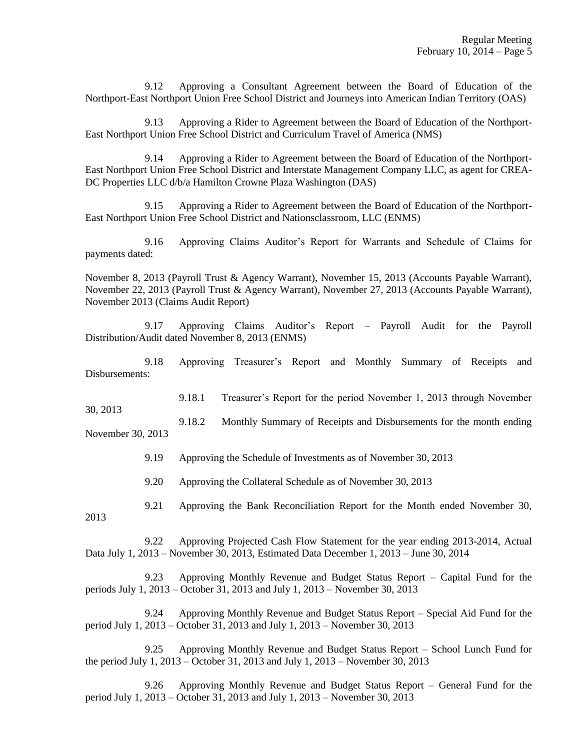9.12 Approving a Consultant Agreement between the Board of Education of the Northport-East Northport Union Free School District and Journeys into American Indian Territory (OAS)

9.13 Approving a Rider to Agreement between the Board of Education of the Northport-East Northport Union Free School District and Curriculum Travel of America (NMS)

9.14 Approving a Rider to Agreement between the Board of Education of the Northport-East Northport Union Free School District and Interstate Management Company LLC, as agent for CREA-DC Properties LLC d/b/a Hamilton Crowne Plaza Washington (DAS)

9.15 Approving a Rider to Agreement between the Board of Education of the Northport-East Northport Union Free School District and Nationsclassroom, LLC (ENMS)

9.16 Approving Claims Auditor's Report for Warrants and Schedule of Claims for payments dated:

November 8, 2013 (Payroll Trust & Agency Warrant), November 15, 2013 (Accounts Payable Warrant), November 22, 2013 (Payroll Trust & Agency Warrant), November 27, 2013 (Accounts Payable Warrant), November 2013 (Claims Audit Report)

9.17 Approving Claims Auditor's Report – Payroll Audit for the Payroll Distribution/Audit dated November 8, 2013 (ENMS)

9.18 Approving Treasurer's Report and Monthly Summary of Receipts and Disbursements:

9.18.1 Treasurer's Report for the period November 1, 2013 through November 30, 2013

9.18.2 Monthly Summary of Receipts and Disbursements for the month ending November 30, 2013

9.19 Approving the Schedule of Investments as of November 30, 2013

9.20 Approving the Collateral Schedule as of November 30, 2013

9.21 Approving the Bank Reconciliation Report for the Month ended November 30, 2013

9.22 Approving Projected Cash Flow Statement for the year ending 2013-2014, Actual Data July 1, 2013 – November 30, 2013, Estimated Data December 1, 2013 – June 30, 2014

9.23 Approving Monthly Revenue and Budget Status Report – Capital Fund for the periods July 1, 2013 – October 31, 2013 and July 1, 2013 – November 30, 2013

9.24 Approving Monthly Revenue and Budget Status Report – Special Aid Fund for the period July 1, 2013 – October 31, 2013 and July 1, 2013 – November 30, 2013

9.25 Approving Monthly Revenue and Budget Status Report – School Lunch Fund for the period July 1, 2013 – October 31, 2013 and July 1, 2013 – November 30, 2013

9.26 Approving Monthly Revenue and Budget Status Report – General Fund for the period July 1, 2013 – October 31, 2013 and July 1, 2013 – November 30, 2013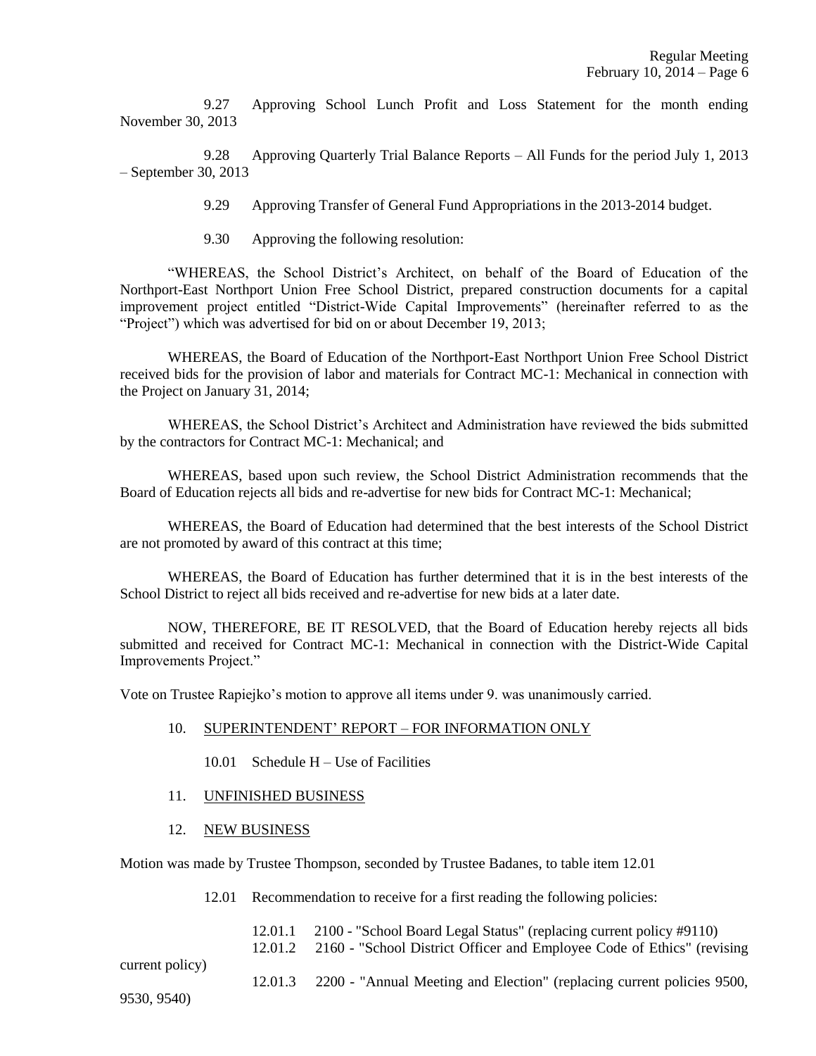9.27 Approving School Lunch Profit and Loss Statement for the month ending November 30, 2013

9.28 Approving Quarterly Trial Balance Reports – All Funds for the period July 1, 2013 – September 30, 2013

9.29 Approving Transfer of General Fund Appropriations in the 2013-2014 budget.

9.30 Approving the following resolution:

"WHEREAS, the School District's Architect, on behalf of the Board of Education of the Northport-East Northport Union Free School District, prepared construction documents for a capital improvement project entitled "District-Wide Capital Improvements" (hereinafter referred to as the "Project") which was advertised for bid on or about December 19, 2013;

WHEREAS, the Board of Education of the Northport-East Northport Union Free School District received bids for the provision of labor and materials for Contract MC-1: Mechanical in connection with the Project on January 31, 2014;

WHEREAS, the School District's Architect and Administration have reviewed the bids submitted by the contractors for Contract MC-1: Mechanical; and

WHEREAS, based upon such review, the School District Administration recommends that the Board of Education rejects all bids and re-advertise for new bids for Contract MC-1: Mechanical;

WHEREAS, the Board of Education had determined that the best interests of the School District are not promoted by award of this contract at this time;

WHEREAS, the Board of Education has further determined that it is in the best interests of the School District to reject all bids received and re-advertise for new bids at a later date.

NOW, THEREFORE, BE IT RESOLVED, that the Board of Education hereby rejects all bids submitted and received for Contract MC-1: Mechanical in connection with the District-Wide Capital Improvements Project."

Vote on Trustee Rapiejko's motion to approve all items under 9. was unanimously carried.

10. SUPERINTENDENT' REPORT – FOR INFORMATION ONLY

10.01 Schedule H – Use of Facilities

11. UNFINISHED BUSINESS

12. NEW BUSINESS

Motion was made by Trustee Thompson, seconded by Trustee Badanes, to table item 12.01

12.01 Recommendation to receive for a first reading the following policies:

12.01.1 2100 - "School Board Legal Status" (replacing current policy #9110)
12.01.2 2160 - "School District Officer and Employee Code of Ethics" (revising current policy)
12.01.3 2200 - "Annual Meeting and Election" (replacing current policies 9500, 9530, 9540)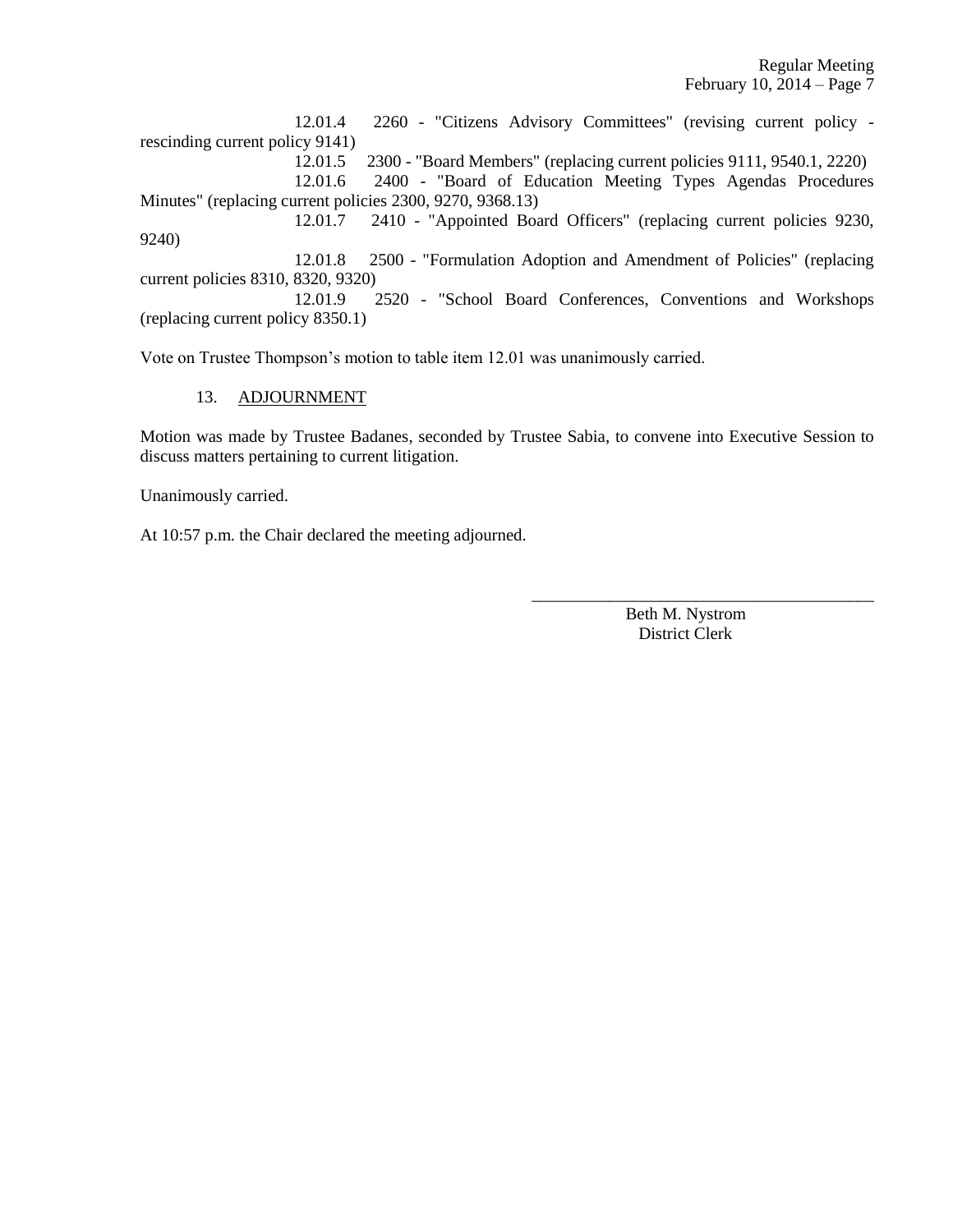12.01.4 2260 - "Citizens Advisory Committees" (revising current policy - rescinding current policy 9141)

12.01.5 2300 - "Board Members" (replacing current policies 9111, 9540.1, 2220)

12.01.6 2400 - "Board of Education Meeting Types Agendas Procedures Minutes" (replacing current policies 2300, 9270, 9368.13)

12.01.7 2410 - "Appointed Board Officers" (replacing current policies 9230, 9240)

12.01.8 2500 - "Formulation Adoption and Amendment of Policies" (replacing current policies 8310, 8320, 9320)

12.01.9 2520 - "School Board Conferences, Conventions and Workshops (replacing current policy 8350.1)

Vote on Trustee Thompson's motion to table item 12.01 was unanimously carried.

13. ADJOURNMENT

Motion was made by Trustee Badanes, seconded by Trustee Sabia, to convene into Executive Session to discuss matters pertaining to current litigation.

Unanimously carried.

At 10:57 p.m. the Chair declared the meeting adjourned.

\_\_\_\_\_\_\_\_\_\_\_\_\_\_\_\_\_\_\_\_\_\_\_\_\_\_\_\_\_\_\_\_\_\_\_\_\_\_\_\_

Beth M. Nystrom
District Clerk